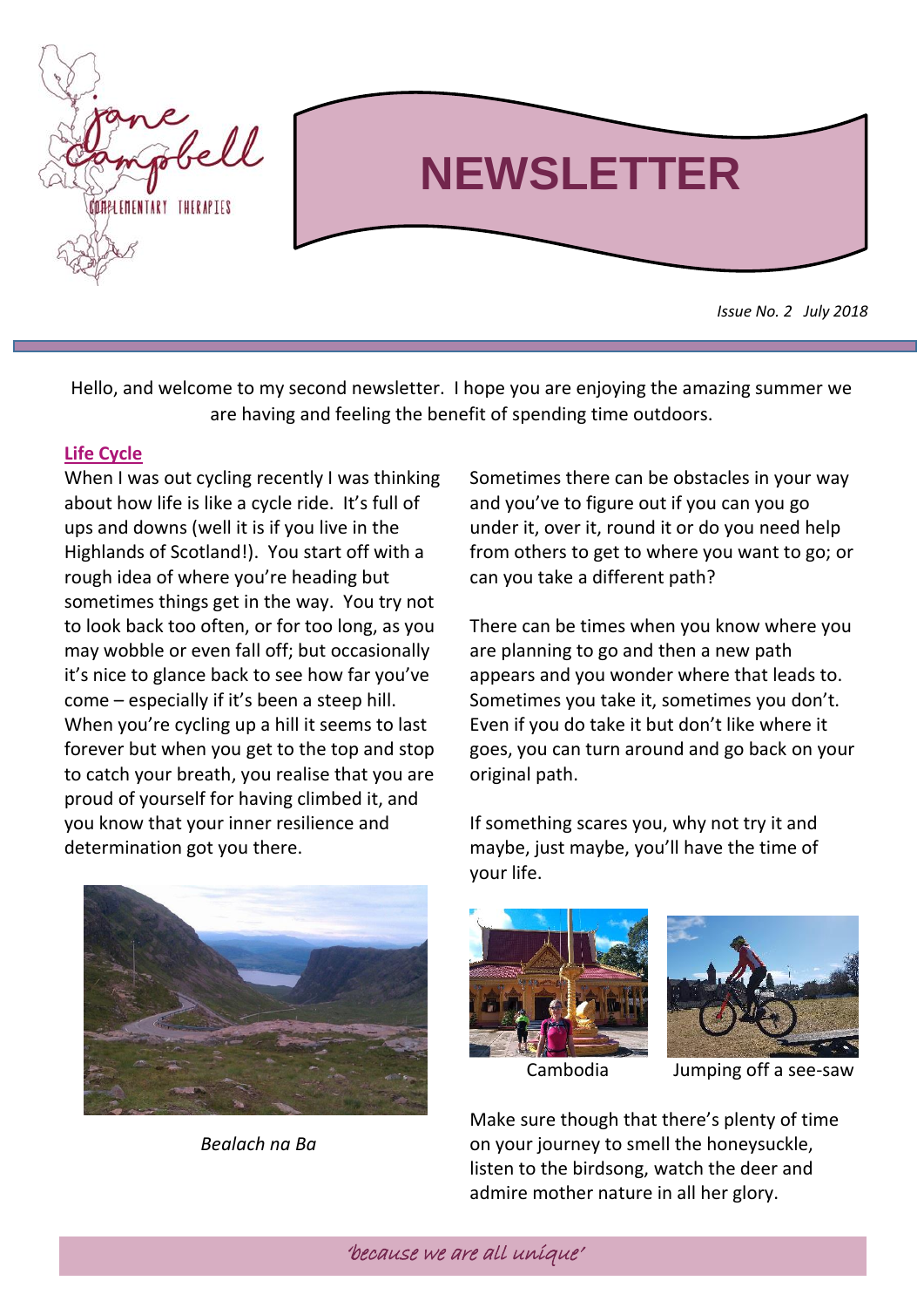jane campbell

COMPLEMENTARY THERAPIES

# NEWSLETTER

*Issue No. 2 July 2018*

Hello, and welcome to my second newsletter. I hope you are enjoying the amazing summer we are having and feeling the benefit of spending time outdoors.

## Life Cycle

When I was out cycling recently I was thinking about how life is like a cycle ride. It's full of ups and downs (well it is if you live in the Highlands of Scotland!). You start off with a rough idea of where you're heading but sometimes things get in the way. You try not to look back too often, or for too long, as you may wobble or even fall off; but occasionally it's nice to glance back to see how far you've come – especially if it's been a steep hill. When you're cycling up a hill it seems to last forever but when you get to the top and stop to catch your breath, you realise that you are proud of yourself for having climbed it, and you know that your inner resilience and determination got you there.

*Bealach na Ba*

Sometimes there can be obstacles in your way and you've to figure out if you can you go under it, over it, round it or do you need help from others to get to where you want to go; or can you take a different path?

There can be times when you know where you are planning to go and then a new path appears and you wonder where that leads to. Sometimes you take it, sometimes you don't. Even if you do take it but don't like where it goes, you can turn around and go back on your original path.

If something scares you, why not try it and maybe, just maybe, you'll have the time of your life.

Cambodia

Jumping off a see-saw

Make sure though that there's plenty of time on your journey to smell the honeysuckle, listen to the birdsong, watch the deer and admire mother nature in all her glory.

*'because we are all unique'*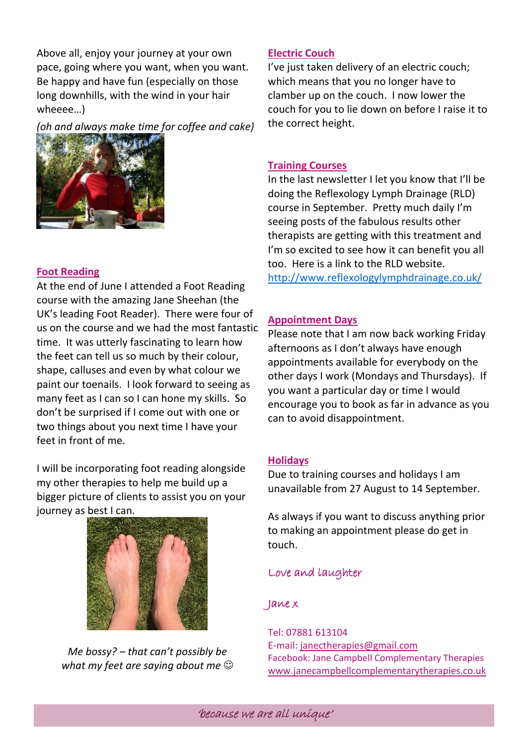Above all, enjoy your journey at your own pace, going where you want, when you want. Be happy and have fun (especially on those long downhills, with the wind in your hair wheeee…)

*(oh and always make time for coffee and cake)*

## Foot Reading

At the end of June I attended a Foot Reading course with the amazing Jane Sheehan (the UK's leading Foot Reader). There were four of us on the course and we had the most fantastic time. It was utterly fascinating to learn how the feet can tell us so much by their colour, shape, calluses and even by what colour we paint our toenails. I look forward to seeing as many feet as I can so I can hone my skills. So don't be surprised if I come out with one or two things about you next time I have your feet in front of me.

I will be incorporating foot reading alongside my other therapies to help me build up a bigger picture of clients to assist you on your journey as best I can.

*Me bossy? – that can't possibly be what my feet are saying about me ☺*

## Electric Couch

I've just taken delivery of an electric couch; which means that you no longer have to clamber up on the couch. I now lower the couch for you to lie down on before I raise it to the correct height.

## Training Courses

In the last newsletter I let you know that I'll be doing the Reflexology Lymph Drainage (RLD) course in September. Pretty much daily I'm seeing posts of the fabulous results other therapists are getting with this treatment and I'm so excited to see how it can benefit you all too. Here is a link to the RLD website. http://www.reflexologylymphdrainage.co.uk/

## Appointment Days

Please note that I am now back working Friday afternoons as I don't always have enough appointments available for everybody on the other days I work (Mondays and Thursdays). If you want a particular day or time I would encourage you to book as far in advance as you can to avoid disappointment.

## Holidays

Due to training courses and holidays I am unavailable from 27 August to 14 September.

As always if you want to discuss anything prior to making an appointment please do get in touch.

Love and laughter

Jane x

Tel: 07881 613104
E-mail: janectherapies@gmail.com
Facebook: Jane Campbell Complementary Therapies
www.janecampbellcomplementarytherapies.co.uk

'because we are all unique'